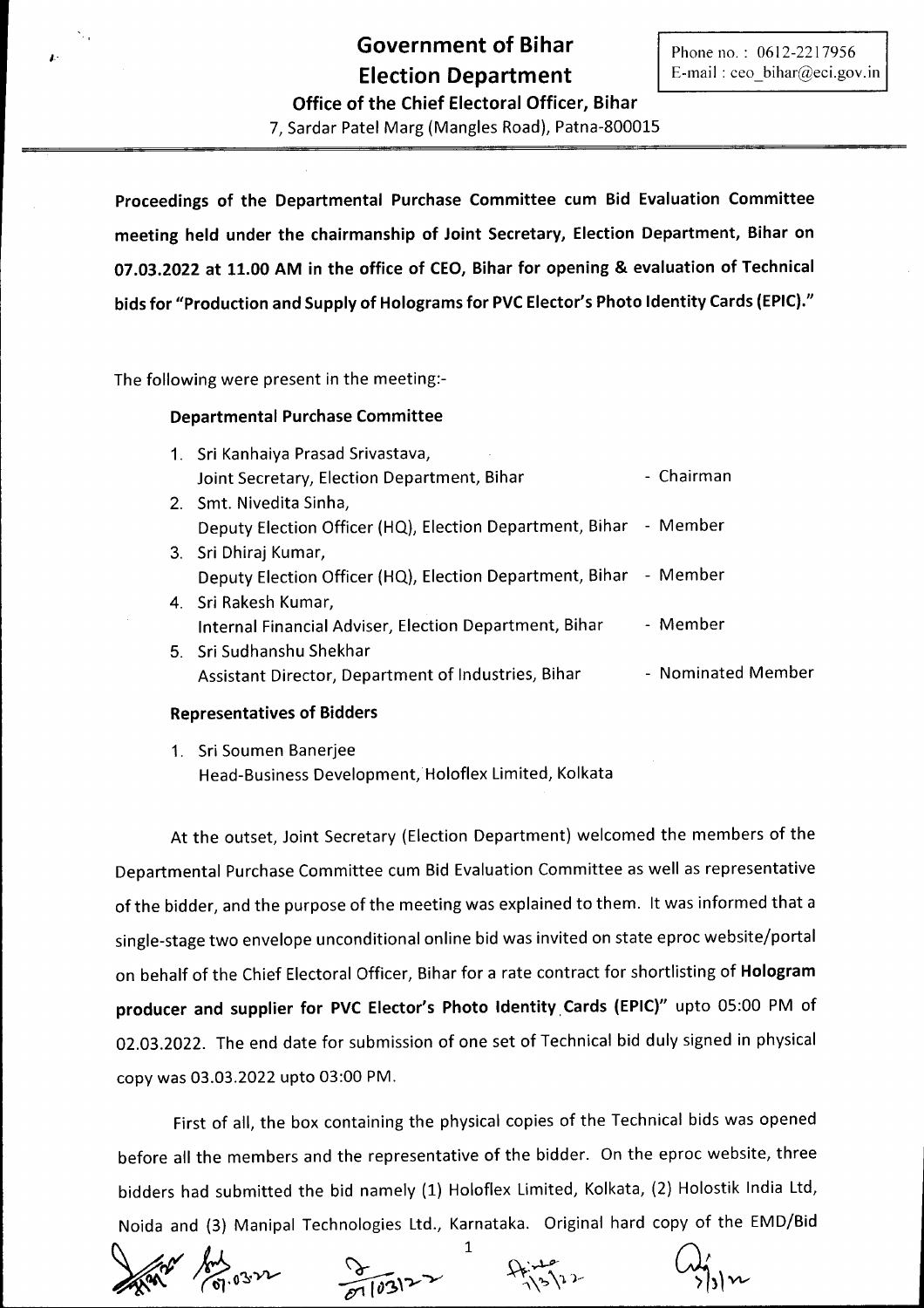# Government of Bihar
# Election Department

Phone no. : 0612-2217956
E-mail : ceo_bihar@eci.gov.in

**Office of the Chief Electoral Officer, Bihar**

7, Sardar Patel Marg (Mangles Road), Patna-800015

---

**Proceedings of the Departmental Purchase Committee cum Bid Evaluation Committee meeting held under the chairmanship of Joint Secretary, Election Department, Bihar on 07.03.2022 at 11.00 AM in the office of CEO, Bihar for opening & evaluation of Technical bids for "Production and Supply of Holograms for PVC Elector's Photo Identity Cards (EPIC)."**

The following were present in the meeting:-

**Departmental Purchase Committee**

1. Sri Kanhaiya Prasad Srivastava, Joint Secretary, Election Department, Bihar - Chairman
2. Smt. Nivedita Sinha, Deputy Election Officer (HQ), Election Department, Bihar - Member
3. Sri Dhiraj Kumar, Deputy Election Officer (HQ), Election Department, Bihar - Member
4. Sri Rakesh Kumar, Internal Financial Adviser, Election Department, Bihar - Member
5. Sri Sudhanshu Shekhar Assistant Director, Department of Industries, Bihar - Nominated Member

**Representatives of Bidders**

1. Sri Soumen Banerjee Head-Business Development, Holoflex Limited, Kolkata

At the outset, Joint Secretary (Election Department) welcomed the members of the Departmental Purchase Committee cum Bid Evaluation Committee as well as representative of the bidder, and the purpose of the meeting was explained to them. It was informed that a single-stage two envelope unconditional online bid was invited on state eproc website/portal on behalf of the Chief Electoral Officer, Bihar for a rate contract for shortlisting of **Hologram producer and supplier for PVC Elector's Photo Identity Cards (EPIC)"** upto 05:00 PM of 02.03.2022. The end date for submission of one set of Technical bid duly signed in physical copy was 03.03.2022 upto 03:00 PM.

First of all, the box containing the physical copies of the Technical bids was opened before all the members and the representative of the bidder. On the eproc website, three bidders had submitted the bid namely (1) Holoflex Limited, Kolkata, (2) Holostik India Ltd, Noida and (3) Manipal Technologies Ltd., Karnataka. Original hard copy of the EMD/Bid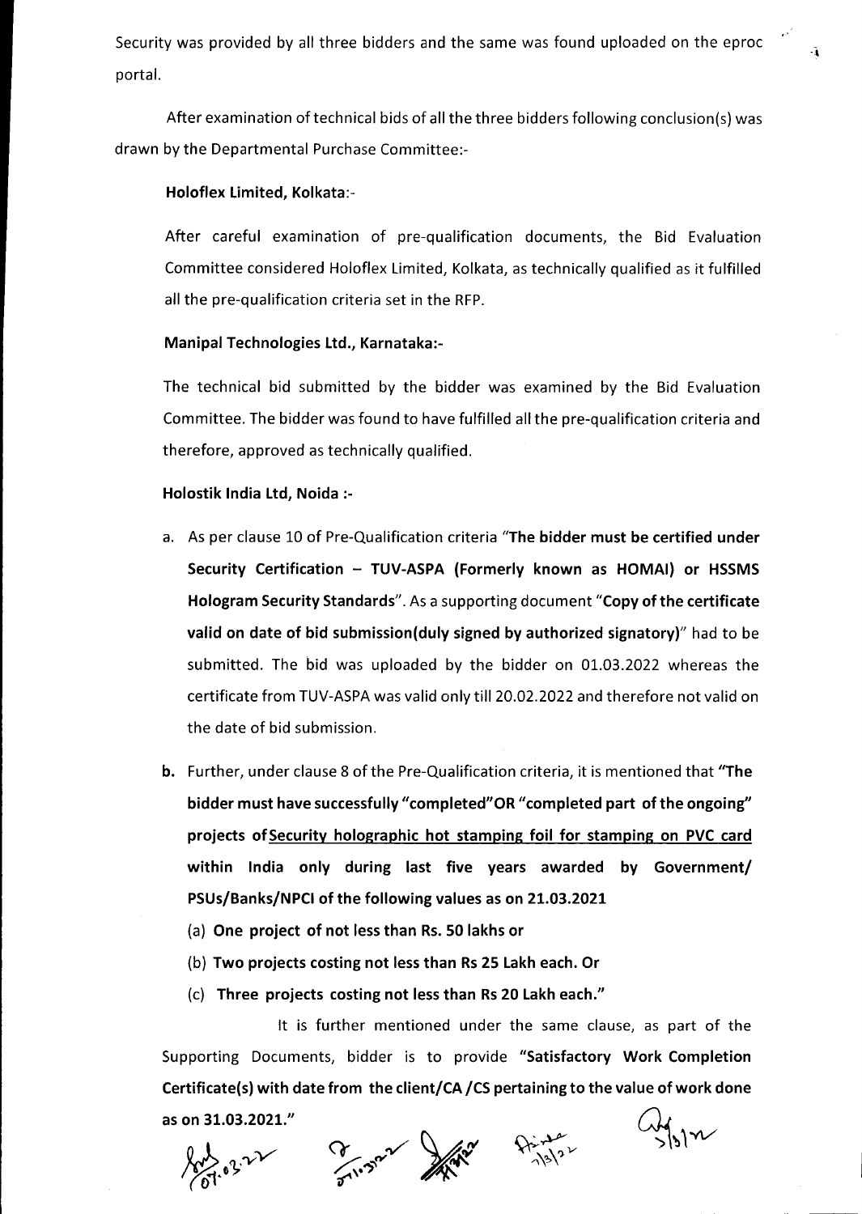Security was provided by all three bidders and the same was found uploaded on the eproc portal.

After examination of technical bids of all the three bidders following conclusion(s) was drawn by the Departmental Purchase Committee:-

**Holoflex Limited, Kolkata**:-

After careful examination of pre-qualification documents, the Bid Evaluation Committee considered Holoflex Limited, Kolkata, as technically qualified as it fulfilled all the pre-qualification criteria set in the RFP.

**Manipal Technologies Ltd., Karnataka:-**

The technical bid submitted by the bidder was examined by the Bid Evaluation Committee. The bidder was found to have fulfilled all the pre-qualification criteria and therefore, approved as technically qualified.

**Holostik India Ltd, Noida :-**

a. As per clause 10 of Pre-Qualification criteria "**The bidder must be certified under Security Certification – TUV-ASPA (Formerly known as HOMAI) or HSSMS Hologram Security Standards**". As a supporting document "**Copy of the certificate valid on date of bid submission(duly signed by authorized signatory)**" had to be submitted. The bid was uploaded by the bidder on 01.03.2022 whereas the certificate from TUV-ASPA was valid only till 20.02.2022 and therefore not valid on the date of bid submission.

**b.** Further, under clause 8 of the Pre-Qualification criteria, it is mentioned that "**The bidder must have successfully "completed" OR "completed part of the ongoing" projects of Security holographic hot stamping foil for stamping on PVC card within India only during last five years awarded by Government/ PSUs/Banks/NPCI of the following values as on 21.03.2021**

(a) **One project of not less than Rs. 50 lakhs or**

(b) **Two projects costing not less than Rs 25 Lakh each. Or**

(c) **Three projects costing not less than Rs 20 Lakh each.**"

It is further mentioned under the same clause, as part of the Supporting Documents, bidder is to provide "**Satisfactory Work Completion Certificate(s) with date from the client/CA /CS pertaining to the value of work done as on 31.03.2021.**"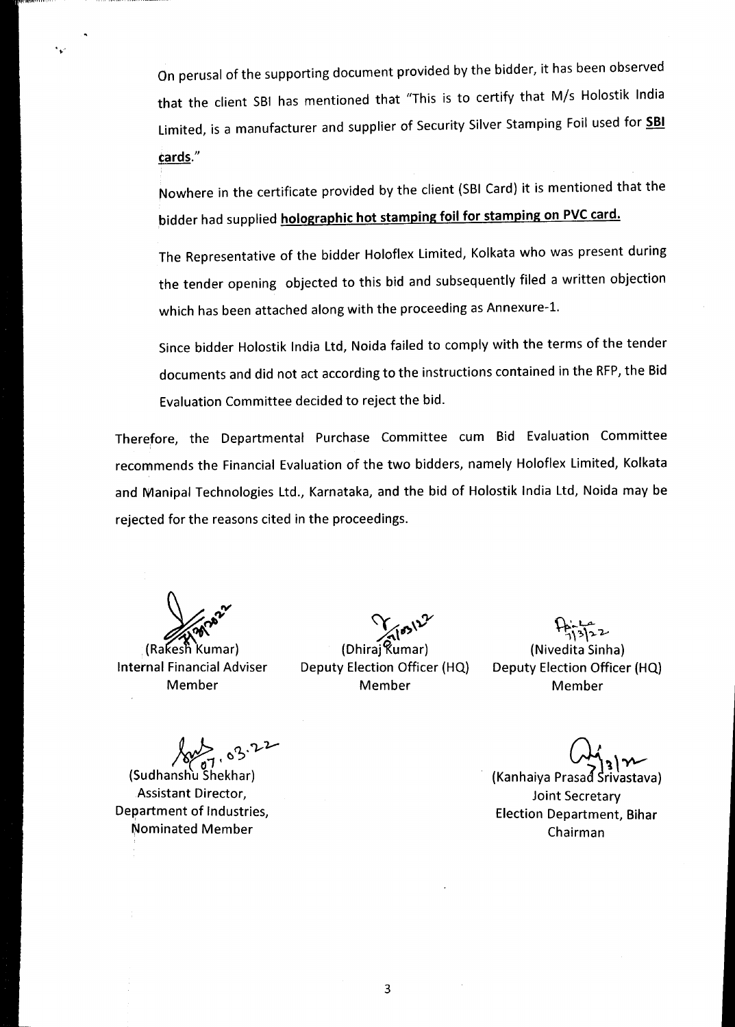On perusal of the supporting document provided by the bidder, it has been observed that the client SBI has mentioned that "This is to certify that M/s Holostik India Limited, is a manufacturer and supplier of Security Silver Stamping Foil used for **SBI cards**."

Nowhere in the certificate provided by the client (SBI Card) it is mentioned that the bidder had supplied **holographic hot stamping foil for stamping on PVC card.**

The Representative of the bidder Holoflex Limited, Kolkata who was present during the tender opening objected to this bid and subsequently filed a written objection which has been attached along with the proceeding as Annexure-1.

Since bidder Holostik India Ltd, Noida failed to comply with the terms of the tender documents and did not act according to the instructions contained in the RFP, the Bid Evaluation Committee decided to reject the bid.

Therefore, the Departmental Purchase Committee cum Bid Evaluation Committee recommends the Financial Evaluation of the two bidders, namely Holoflex Limited, Kolkata and Manipal Technologies Ltd., Karnataka, and the bid of Holostik India Ltd, Noida may be rejected for the reasons cited in the proceedings.

7/3/2022
(Rakesh Kumar)
Internal Financial Adviser
Member

07/03/22
(Dhiraj Kumar)
Deputy Election Officer (HQ)
Member

7/3/22
(Nivedita Sinha)
Deputy Election Officer (HQ)
Member

07.03.22
(Sudhanshu Shekhar)
Assistant Director,
Department of Industries,
Nominated Member

7/3/22
(Kanhaiya Prasad Srivastava)
Joint Secretary
Election Department, Bihar
Chairman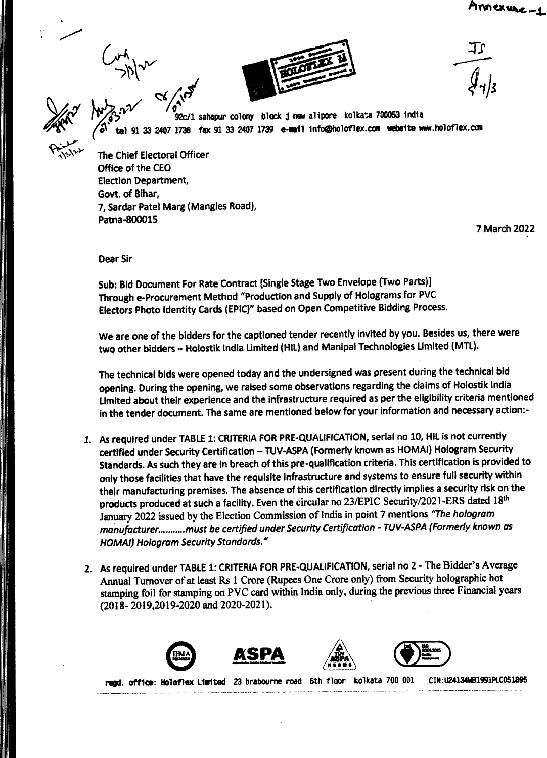Annexure-1

92c/1 sahapur colony block j new alipore kolkata 700053 india
tel 91 33 2407 1738 fax 91 33 2407 1739 e-mail info@holoflex.com website www.holoflex.com

The Chief Electoral Officer
Office of the CEO
Election Department,
Govt. of Bihar,
7, Sardar Patel Marg (Mangles Road),
Patna-800015

7 March 2022

Dear Sir

Sub: Bid Document For Rate Contract [Single Stage Two Envelope (Two Parts)] Through e-Procurement Method "Production and Supply of Holograms for PVC Electors Photo Identity Cards (EPIC)" based on Open Competitive Bidding Process.

We are one of the bidders for the captioned tender recently invited by you. Besides us, there were two other bidders – Holostik India Limited (HIL) and Manipal Technologies Limited (MTL).

The technical bids were opened today and the undersigned was present during the technical bid opening. During the opening, we raised some observations regarding the claims of Holostik India Limited about their experience and the infrastructure required as per the eligibility criteria mentioned in the tender document. The same are mentioned below for your information and necessary action:-

1. As required under TABLE 1: CRITERIA FOR PRE-QUALIFICATION, serial no 10, HIL is not currently certified under Security Certification – TUV-ASPA (Formerly known as HOMAI) Hologram Security Standards. As such they are in breach of this pre-qualification criteria. This certification is provided to only those facilities that have the requisite infrastructure and systems to ensure full security within their manufacturing premises. The absence of this certification directly implies a security risk on the products produced at such a facility. Even the circular no 23/EPIC Security/2021-ERS dated 18th January 2022 issued by the Election Commission of India in point 7 mentions *"The hologram manufacturer...........must be certified under Security Certification - TUV-ASPA (Formerly known as HOMAI) Hologram Security Standards."*

2. As required under TABLE 1: CRITERIA FOR PRE-QUALIFICATION, serial no 2 - The Bidder's Average Annual Turnover of at least Rs 1 Crore (Rupees One Crore only) from Security holographic hot stamping foil for stamping on PVC card within India only, during the previous three Financial years (2018- 2019,2019-2020 and 2020-2021).

regd. office: Holoflex Limited 23 brabourne road 6th floor kolkata 700 001 CIN:U24134WB1991PLC051895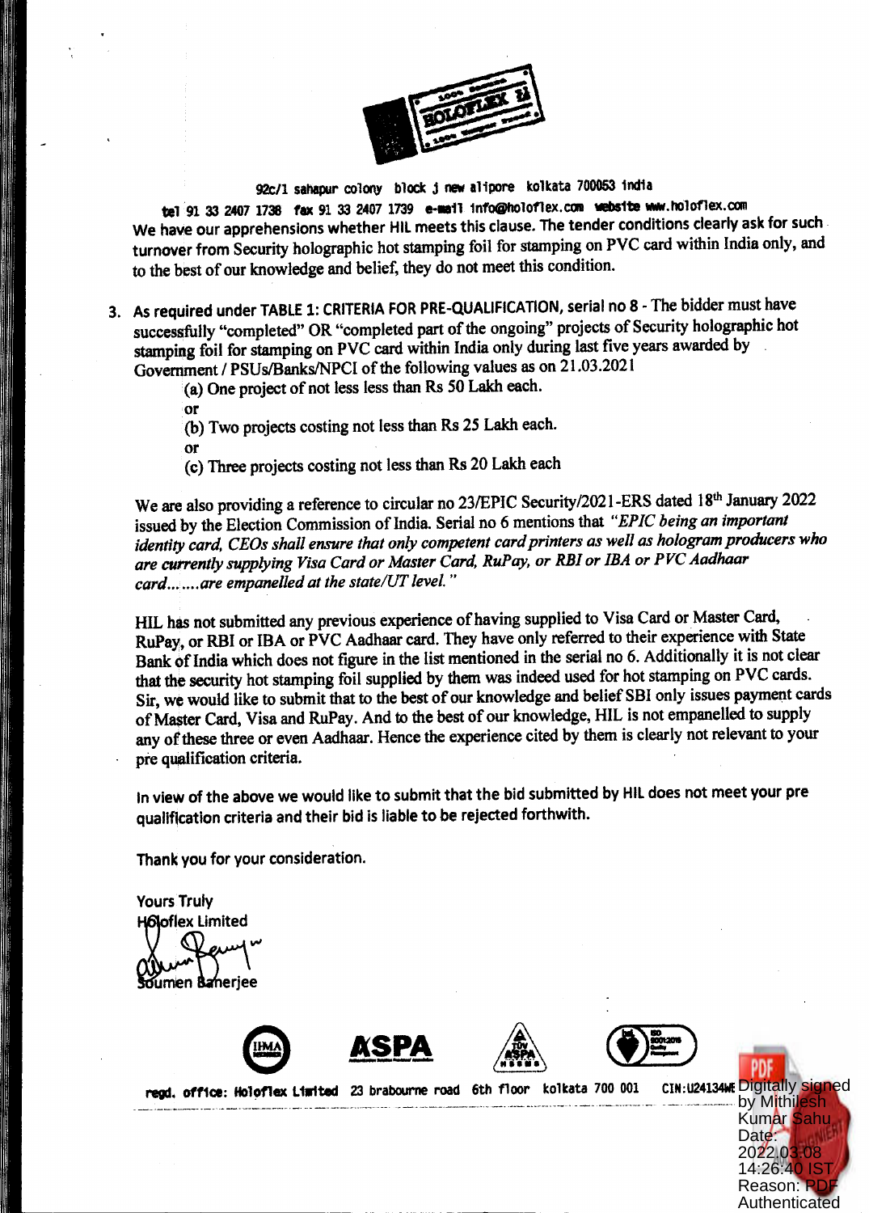We have our apprehensions whether HIL meets this clause. The tender conditions clearly ask for such turnover from Security holographic hot stamping foil for stamping on PVC card within India only, and to the best of our knowledge and belief, they do not meet this condition.

3. As required under **TABLE 1: CRITERIA FOR PRE-QUALIFICATION, serial no 8** - The bidder must have successfully "completed" OR "completed part of the ongoing" projects of Security holographic hot stamping foil for stamping on PVC card within India only during last five years awarded by Government / PSUs/Banks/NPCI of the following values as on 21.03.2021

   (a) One project of not less less than Rs 50 Lakh each.

   or

   (b) Two projects costing not less than Rs 25 Lakh each.

   or

   (c) Three projects costing not less than Rs 20 Lakh each

We are also providing a reference to circular no 23/EPIC Security/2021-ERS dated 18th January 2022 issued by the Election Commission of India. Serial no 6 mentions that *"EPIC being an important identity card, CEOs shall ensure that only competent card printers as well as hologram producers who are currently supplying Visa Card or Master Card, RuPay, or RBI or IBA or PVC Aadhaar card.......are empanelled at the state/UT level."*

HIL has not submitted any previous experience of having supplied to Visa Card or Master Card, RuPay, or RBI or IBA or PVC Aadhaar card. They have only referred to their experience with State Bank of India which does not figure in the list mentioned in the serial no 6. Additionally it is not clear that the security hot stamping foil supplied by them was indeed used for hot stamping on PVC cards. Sir, we would like to submit that to the best of our knowledge and belief SBI only issues payment cards of Master Card, Visa and RuPay. And to the best of our knowledge, HIL is not empanelled to supply any of these three or even Aadhaar. Hence the experience cited by them is clearly not relevant to your pre qualification criteria.

In view of the above we would like to submit that the bid submitted by HIL does not meet your pre qualification criteria and their bid is liable to be rejected forthwith.

Thank you for your consideration.

Yours Truly

Holoflex Limited

Soumen Banerjee

Digitally signed by Mithilesh Kumar Sahu
Date: 2022.03.08 14:26:40 IST
Reason: PDF Authenticated